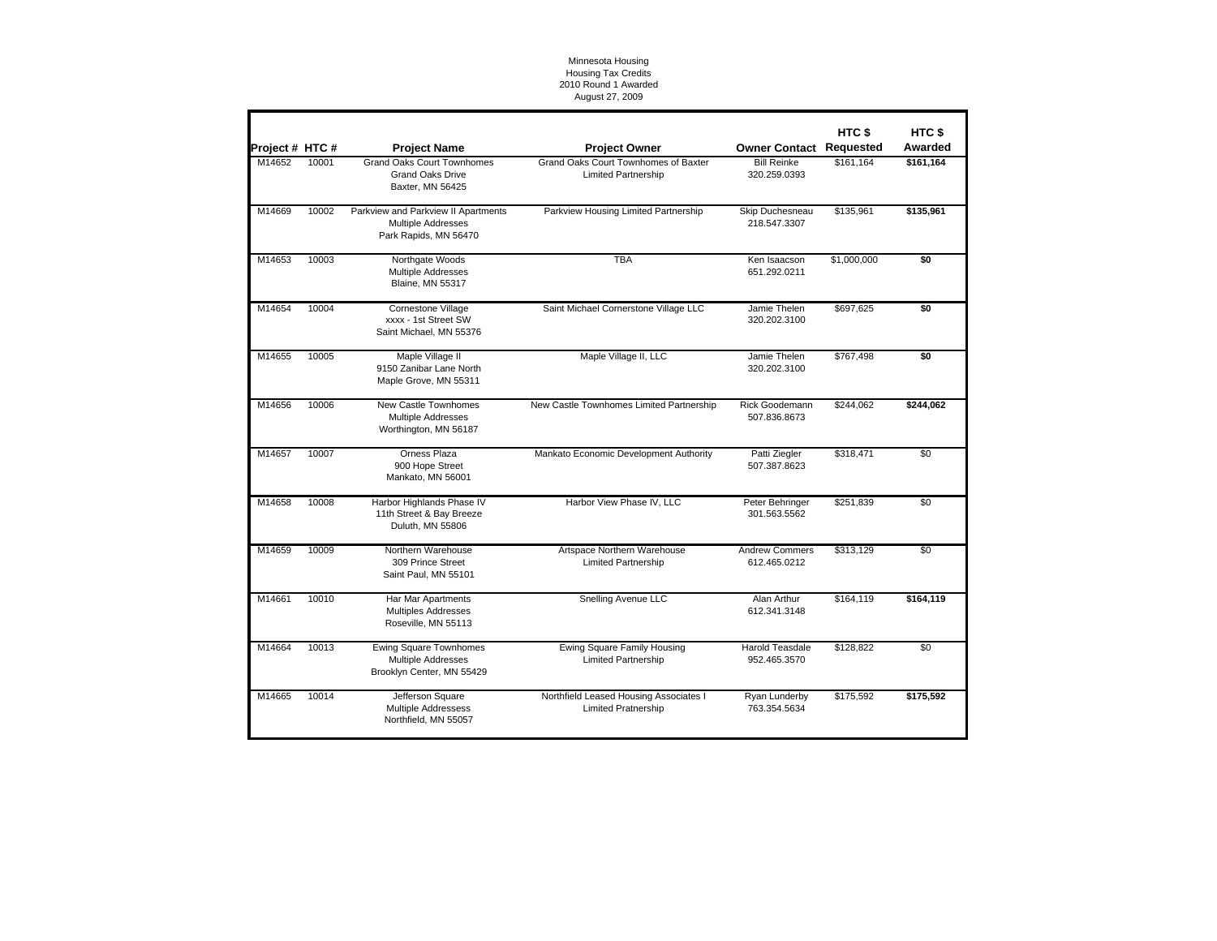Minnesota Housing
Housing Tax Credits
2010 Round 1 Awarded
August 27, 2009

| Project # | HTC # | Project Name | Project Owner | Owner Contact | HTC $ Requested | HTC $ Awarded |
|---|---|---|---|---|---|---|
| M14652 | 10001 | Grand Oaks Court Townhomes<br>Grand Oaks Drive<br>Baxter, MN 56425 | Grand Oaks Court Townhomes of Baxter Limited Partnership | Bill Reinke<br>320.259.0393 | $161,164 | **$161,164** |
| M14669 | 10002 | Parkview and Parkview II Apartments<br>Multiple Addresses<br>Park Rapids, MN 56470 | Parkview Housing Limited Partnership | Skip Duchesneau<br>218.547.3307 | $135,961 | **$135,961** |
| M14653 | 10003 | Northgate Woods<br>Multiple Addresses<br>Blaine, MN 55317 | TBA | Ken Isaacson<br>651.292.0211 | $1,000,000 | **$0** |
| M14654 | 10004 | Cornestone Village<br>xxxx - 1st Street SW<br>Saint Michael, MN 55376 | Saint Michael Cornerstone Village LLC | Jamie Thelen<br>320.202.3100 | $697,625 | **$0** |
| M14655 | 10005 | Maple Village II<br>9150 Zanibar Lane North<br>Maple Grove, MN 55311 | Maple Village II, LLC | Jamie Thelen<br>320.202.3100 | $767,498 | **$0** |
| M14656 | 10006 | New Castle Townhomes<br>Multiple Addresses<br>Worthington, MN 56187 | New Castle Townhomes Limited Partnership | Rick Goodemann<br>507.836.8673 | $244,062 | **$244,062** |
| M14657 | 10007 | Orness Plaza<br>900 Hope Street<br>Mankato, MN 56001 | Mankato Economic Development Authority | Patti Ziegler<br>507.387.8623 | $318,471 | $0 |
| M14658 | 10008 | Harbor Highlands Phase IV<br>11th Street & Bay Breeze<br>Duluth, MN 55806 | Harbor View Phase IV, LLC | Peter Behringer<br>301.563.5562 | $251,839 | $0 |
| M14659 | 10009 | Northern Warehouse<br>309 Prince Street<br>Saint Paul, MN 55101 | Artspace Northern Warehouse Limited Partnership | Andrew Commers<br>612.465.0212 | $313,129 | $0 |
| M14661 | 10010 | Har Mar Apartments<br>Multiples Addresses<br>Roseville, MN 55113 | Snelling Avenue LLC | Alan Arthur<br>612.341.3148 | $164,119 | **$164,119** |
| M14664 | 10013 | Ewing Square Townhomes<br>Multiple Addresses<br>Brooklyn Center, MN 55429 | Ewing Square Family Housing Limited Partnership | Harold Teasdale<br>952.465.3570 | $128,822 | $0 |
| M14665 | 10014 | Jefferson Square<br>Multiple Addressess<br>Northfield, MN 55057 | Northfield Leased Housing Associates I Limited Pratnership | Ryan Lunderby<br>763.354.5634 | $175,592 | **$175,592** |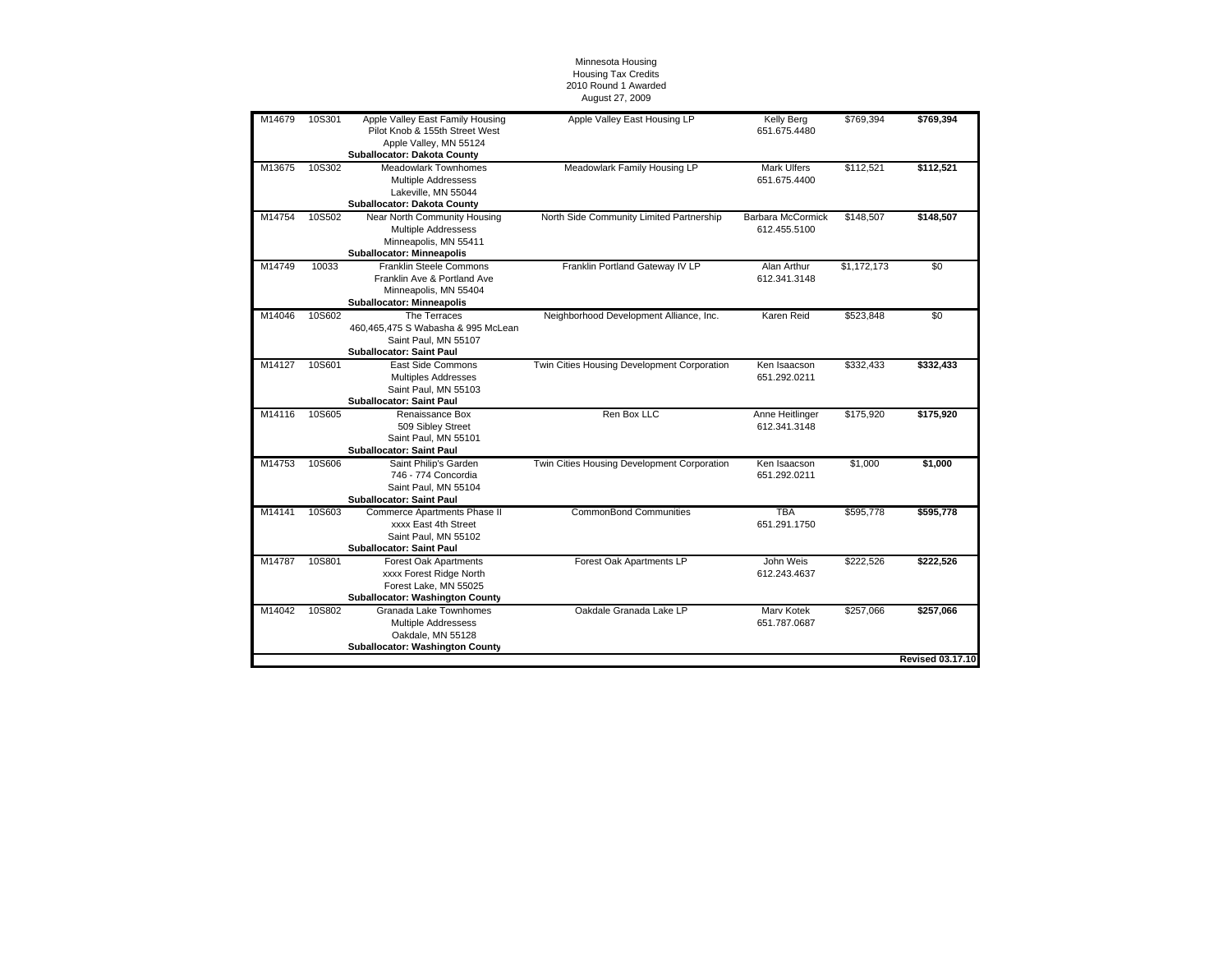Minnesota Housing
Housing Tax Credits
2010 Round 1 Awarded
August 27, 2009

| | | | | | | |
|---|---|---|---|---|---|---|
| M14679 | 10S301 | Apple Valley East Family Housing<br>Pilot Knob & 155th Street West<br>Apple Valley, MN 55124<br>**Suballocator: Dakota County** | Apple Valley East Housing LP | Kelly Berg<br>651.675.4480 | $769,394 | **$769,394** |
| M13675 | 10S302 | Meadowlark Townhomes<br>Multiple Addressess<br>Lakeville, MN 55044<br>**Suballocator: Dakota County** | Meadowlark Family Housing LP | Mark Ulfers<br>651.675.4400 | $112,521 | **$112,521** |
| M14754 | 10S502 | Near North Community Housing<br>Multiple Addressess<br>Minneapolis, MN 55411<br>**Suballocator: Minneapolis** | North Side Community Limited Partnership | Barbara McCormick<br>612.455.5100 | $148,507 | **$148,507** |
| M14749 | 10033 | Franklin Steele Commons<br>Franklin Ave & Portland Ave<br>Minneapolis, MN 55404<br>**Suballocator: Minneapolis** | Franklin Portland Gateway IV LP | Alan Arthur<br>612.341.3148 | $1,172,173 | $0 |
| M14046 | 10S602 | The Terraces<br>460,465,475 S Wabasha & 995 McLean<br>Saint Paul, MN 55107<br>**Suballocator: Saint Paul** | Neighborhood Development Alliance, Inc. | Karen Reid | $523,848 | $0 |
| M14127 | 10S601 | East Side Commons<br>Multiples Addresses<br>Saint Paul, MN 55103<br>**Suballocator: Saint Paul** | Twin Cities Housing Development Corporation | Ken Isaacson<br>651.292.0211 | $332,433 | **$332,433** |
| M14116 | 10S605 | Renaissance Box<br>509 Sibley Street<br>Saint Paul, MN 55101<br>**Suballocator: Saint Paul** | Ren Box LLC | Anne Heitlinger<br>612.341.3148 | $175,920 | **$175,920** |
| M14753 | 10S606 | Saint Philip's Garden<br>746 - 774 Concordia<br>Saint Paul, MN 55104<br>**Suballocator: Saint Paul** | Twin Cities Housing Development Corporation | Ken Isaacson<br>651.292.0211 | $1,000 | **$1,000** |
| M14141 | 10S603 | Commerce Apartments Phase II<br>xxxx East 4th Street<br>Saint Paul, MN 55102<br>**Suballocator: Saint Paul** | CommonBond Communities | TBA<br>651.291.1750 | $595,778 | **$595,778** |
| M14787 | 10S801 | Forest Oak Apartments<br>xxxx Forest Ridge North<br>Forest Lake, MN 55025<br>**Suballocator: Washington County** | Forest Oak Apartments LP | John Weis<br>612.243.4637 | $222,526 | **$222,526** |
| M14042 | 10S802 | Granada Lake Townhomes<br>Multiple Addressess<br>Oakdale, MN 55128<br>**Suballocator: Washington County** | Oakdale Granada Lake LP | Marv Kotek<br>651.787.0687 | $257,066 | **$257,066** |
| | | | | | | **Revised 03.17.10** |